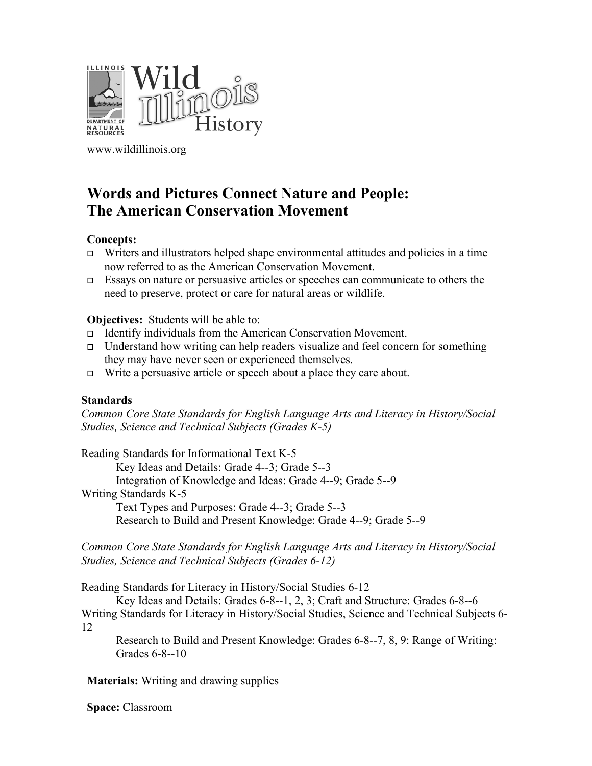ILLINOIS DEPARTMENT OF NATURAL RESOURCES

# Wild Illinois History

www.wildillinois.org

## Words and Pictures Connect Nature and People: The American Conservation Movement

**Concepts:**

- Writers and illustrators helped shape environmental attitudes and policies in a time now referred to as the American Conservation Movement.
- Essays on nature or persuasive articles or speeches can communicate to others the need to preserve, protect or care for natural areas or wildlife.

**Objectives:** Students will be able to:

- Identify individuals from the American Conservation Movement.
- Understand how writing can help readers visualize and feel concern for something they may have never seen or experienced themselves.
- Write a persuasive article or speech about a place they care about.

**Standards**

*Common Core State Standards for English Language Arts and Literacy in History/Social Studies, Science and Technical Subjects (Grades K-5)*

Reading Standards for Informational Text K-5

    Key Ideas and Details: Grade 4--3; Grade 5--3
    Integration of Knowledge and Ideas: Grade 4--9; Grade 5--9

Writing Standards K-5

    Text Types and Purposes: Grade 4--3; Grade 5--3
    Research to Build and Present Knowledge: Grade 4--9; Grade 5--9

*Common Core State Standards for English Language Arts and Literacy in History/Social Studies, Science and Technical Subjects (Grades 6-12)*

Reading Standards for Literacy in History/Social Studies 6-12

    Key Ideas and Details: Grades 6-8--1, 2, 3; Craft and Structure: Grades 6-8--6

Writing Standards for Literacy in History/Social Studies, Science and Technical Subjects 6-12

    Research to Build and Present Knowledge: Grades 6-8--7, 8, 9: Range of Writing: Grades 6-8--10

**Materials:** Writing and drawing supplies

**Space:** Classroom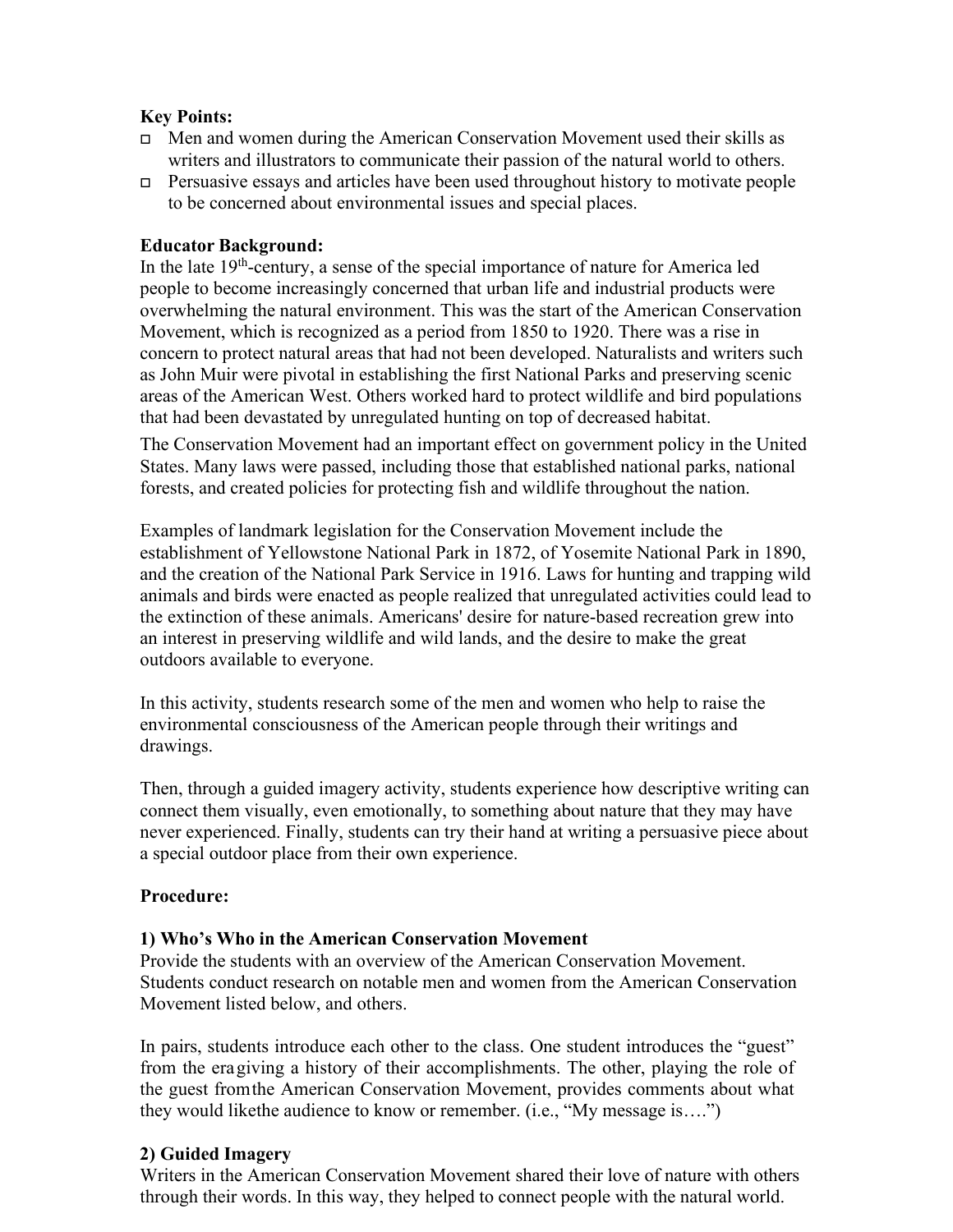**Key Points:**

- Men and women during the American Conservation Movement used their skills as writers and illustrators to communicate their passion of the natural world to others.
- Persuasive essays and articles have been used throughout history to motivate people to be concerned about environmental issues and special places.

**Educator Background:**

In the late 19th-century, a sense of the special importance of nature for America led people to become increasingly concerned that urban life and industrial products were overwhelming the natural environment. This was the start of the American Conservation Movement, which is recognized as a period from 1850 to 1920. There was a rise in concern to protect natural areas that had not been developed. Naturalists and writers such as John Muir were pivotal in establishing the first National Parks and preserving scenic areas of the American West. Others worked hard to protect wildlife and bird populations that had been devastated by unregulated hunting on top of decreased habitat.

The Conservation Movement had an important effect on government policy in the United States. Many laws were passed, including those that established national parks, national forests, and created policies for protecting fish and wildlife throughout the nation.

Examples of landmark legislation for the Conservation Movement include the establishment of Yellowstone National Park in 1872, of Yosemite National Park in 1890, and the creation of the National Park Service in 1916. Laws for hunting and trapping wild animals and birds were enacted as people realized that unregulated activities could lead to the extinction of these animals. Americans' desire for nature-based recreation grew into an interest in preserving wildlife and wild lands, and the desire to make the great outdoors available to everyone.

In this activity, students research some of the men and women who help to raise the environmental consciousness of the American people through their writings and drawings.

Then, through a guided imagery activity, students experience how descriptive writing can connect them visually, even emotionally, to something about nature that they may have never experienced. Finally, students can try their hand at writing a persuasive piece about a special outdoor place from their own experience.

**Procedure:**

**1) Who's Who in the American Conservation Movement**

Provide the students with an overview of the American Conservation Movement. Students conduct research on notable men and women from the American Conservation Movement listed below, and others.

In pairs, students introduce each other to the class. One student introduces the "guest" from the era giving a history of their accomplishments. The other, playing the role of the guest from the American Conservation Movement, provides comments about what they would like the audience to know or remember. (i.e., "My message is….")

**2) Guided Imagery**

Writers in the American Conservation Movement shared their love of nature with others through their words. In this way, they helped to connect people with the natural world.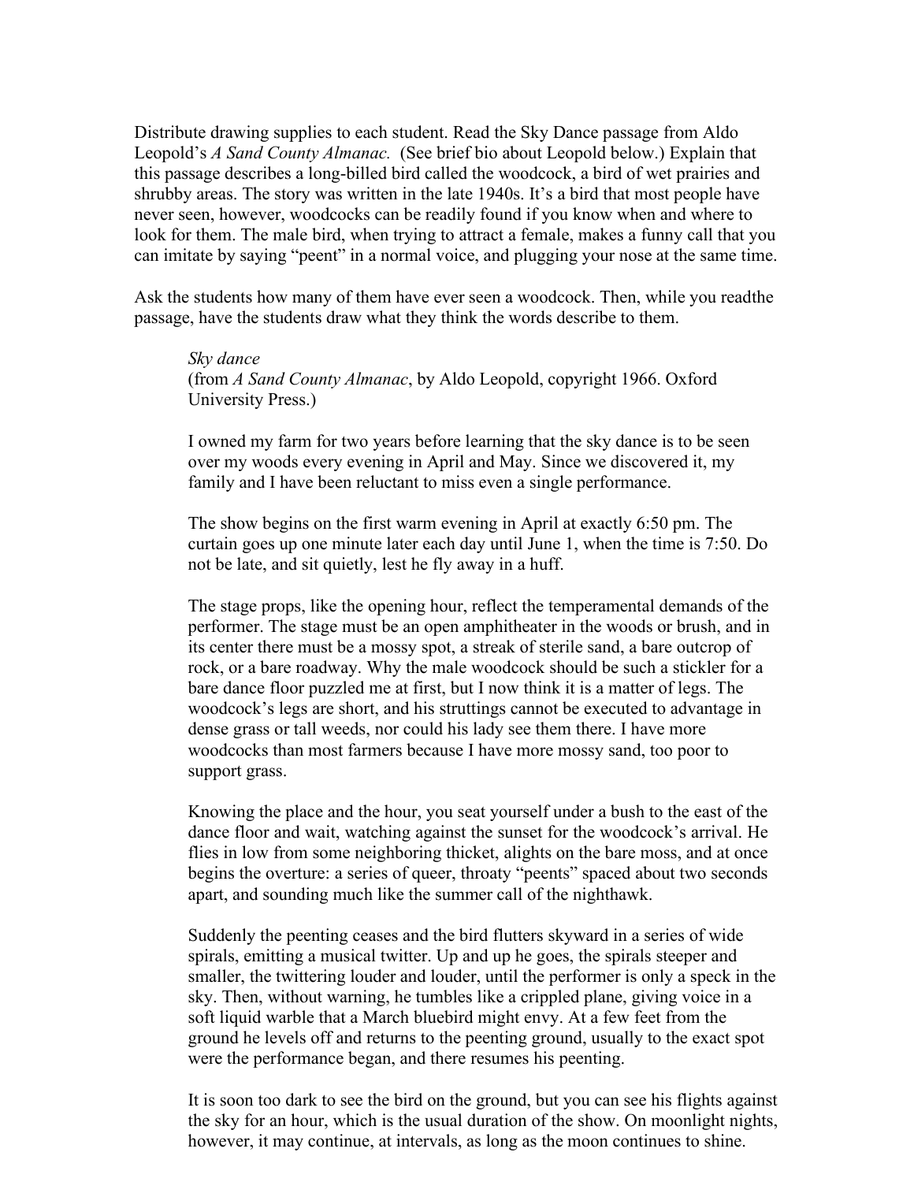Distribute drawing supplies to each student. Read the Sky Dance passage from Aldo Leopold's *A Sand County Almanac.* (See brief bio about Leopold below.) Explain that this passage describes a long-billed bird called the woodcock, a bird of wet prairies and shrubby areas. The story was written in the late 1940s. It's a bird that most people have never seen, however, woodcocks can be readily found if you know when and where to look for them. The male bird, when trying to attract a female, makes a funny call that you can imitate by saying "peent" in a normal voice, and plugging your nose at the same time.

Ask the students how many of them have ever seen a woodcock. Then, while you readthe passage, have the students draw what they think the words describe to them.

> *Sky dance*
> (from *A Sand County Almanac*, by Aldo Leopold, copyright 1966. Oxford University Press.)
>
> I owned my farm for two years before learning that the sky dance is to be seen over my woods every evening in April and May. Since we discovered it, my family and I have been reluctant to miss even a single performance.
>
> The show begins on the first warm evening in April at exactly 6:50 pm. The curtain goes up one minute later each day until June 1, when the time is 7:50. Do not be late, and sit quietly, lest he fly away in a huff.
>
> The stage props, like the opening hour, reflect the temperamental demands of the performer. The stage must be an open amphitheater in the woods or brush, and in its center there must be a mossy spot, a streak of sterile sand, a bare outcrop of rock, or a bare roadway. Why the male woodcock should be such a stickler for a bare dance floor puzzled me at first, but I now think it is a matter of legs. The woodcock's legs are short, and his struttings cannot be executed to advantage in dense grass or tall weeds, nor could his lady see them there. I have more woodcocks than most farmers because I have more mossy sand, too poor to support grass.
>
> Knowing the place and the hour, you seat yourself under a bush to the east of the dance floor and wait, watching against the sunset for the woodcock's arrival. He flies in low from some neighboring thicket, alights on the bare moss, and at once begins the overture: a series of queer, throaty "peents" spaced about two seconds apart, and sounding much like the summer call of the nighthawk.
>
> Suddenly the peenting ceases and the bird flutters skyward in a series of wide spirals, emitting a musical twitter. Up and up he goes, the spirals steeper and smaller, the twittering louder and louder, until the performer is only a speck in the sky. Then, without warning, he tumbles like a crippled plane, giving voice in a soft liquid warble that a March bluebird might envy. At a few feet from the ground he levels off and returns to the peenting ground, usually to the exact spot were the performance began, and there resumes his peenting.
>
> It is soon too dark to see the bird on the ground, but you can see his flights against the sky for an hour, which is the usual duration of the show. On moonlight nights, however, it may continue, at intervals, as long as the moon continues to shine.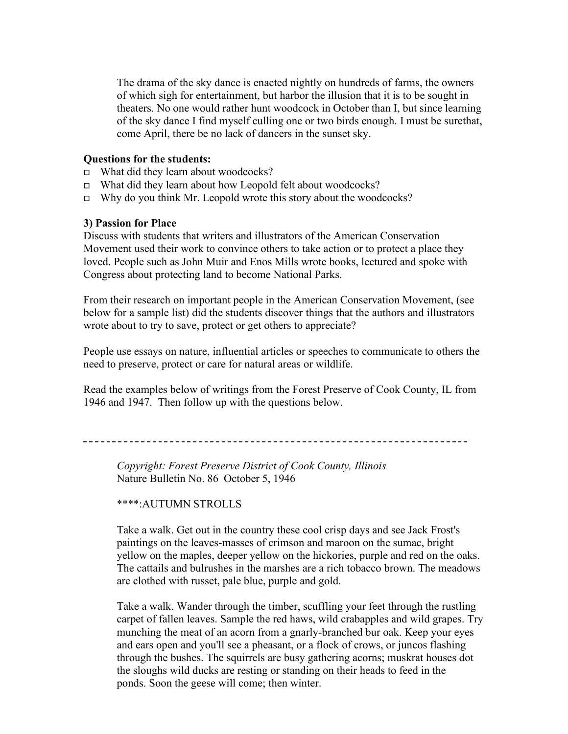> The drama of the sky dance is enacted nightly on hundreds of farms, the owners of which sigh for entertainment, but harbor the illusion that it is to be sought in theaters. No one would rather hunt woodcock in October than I, but since learning of the sky dance I find myself culling one or two birds enough. I must be surethat, come April, there be no lack of dancers in the sunset sky.

**Questions for the students:**

- What did they learn about woodcocks?
- What did they learn about how Leopold felt about woodcocks?
- Why do you think Mr. Leopold wrote this story about the woodcocks?

**3) Passion for Place**

Discuss with students that writers and illustrators of the American Conservation Movement used their work to convince others to take action or to protect a place they loved. People such as John Muir and Enos Mills wrote books, lectured and spoke with Congress about protecting land to become National Parks.

From their research on important people in the American Conservation Movement, (see below for a sample list) did the students discover things that the authors and illustrators wrote about to try to save, protect or get others to appreciate?

People use essays on nature, influential articles or speeches to communicate to others the need to preserve, protect or care for natural areas or wildlife.

Read the examples below of writings from the Forest Preserve of Cook County, IL from 1946 and 1947. Then follow up with the questions below.

---

> *Copyright: Forest Preserve District of Cook County, Illinois*
> Nature Bulletin No. 86 October 5, 1946
>
> ****:AUTUMN STROLLS
>
> Take a walk. Get out in the country these cool crisp days and see Jack Frost's paintings on the leaves-masses of crimson and maroon on the sumac, bright yellow on the maples, deeper yellow on the hickories, purple and red on the oaks. The cattails and bulrushes in the marshes are a rich tobacco brown. The meadows are clothed with russet, pale blue, purple and gold.
>
> Take a walk. Wander through the timber, scuffling your feet through the rustling carpet of fallen leaves. Sample the red haws, wild crabapples and wild grapes. Try munching the meat of an acorn from a gnarly-branched bur oak. Keep your eyes and ears open and you'll see a pheasant, or a flock of crows, or juncos flashing through the bushes. The squirrels are busy gathering acorns; muskrat houses dot the sloughs wild ducks are resting or standing on their heads to feed in the ponds. Soon the geese will come; then winter.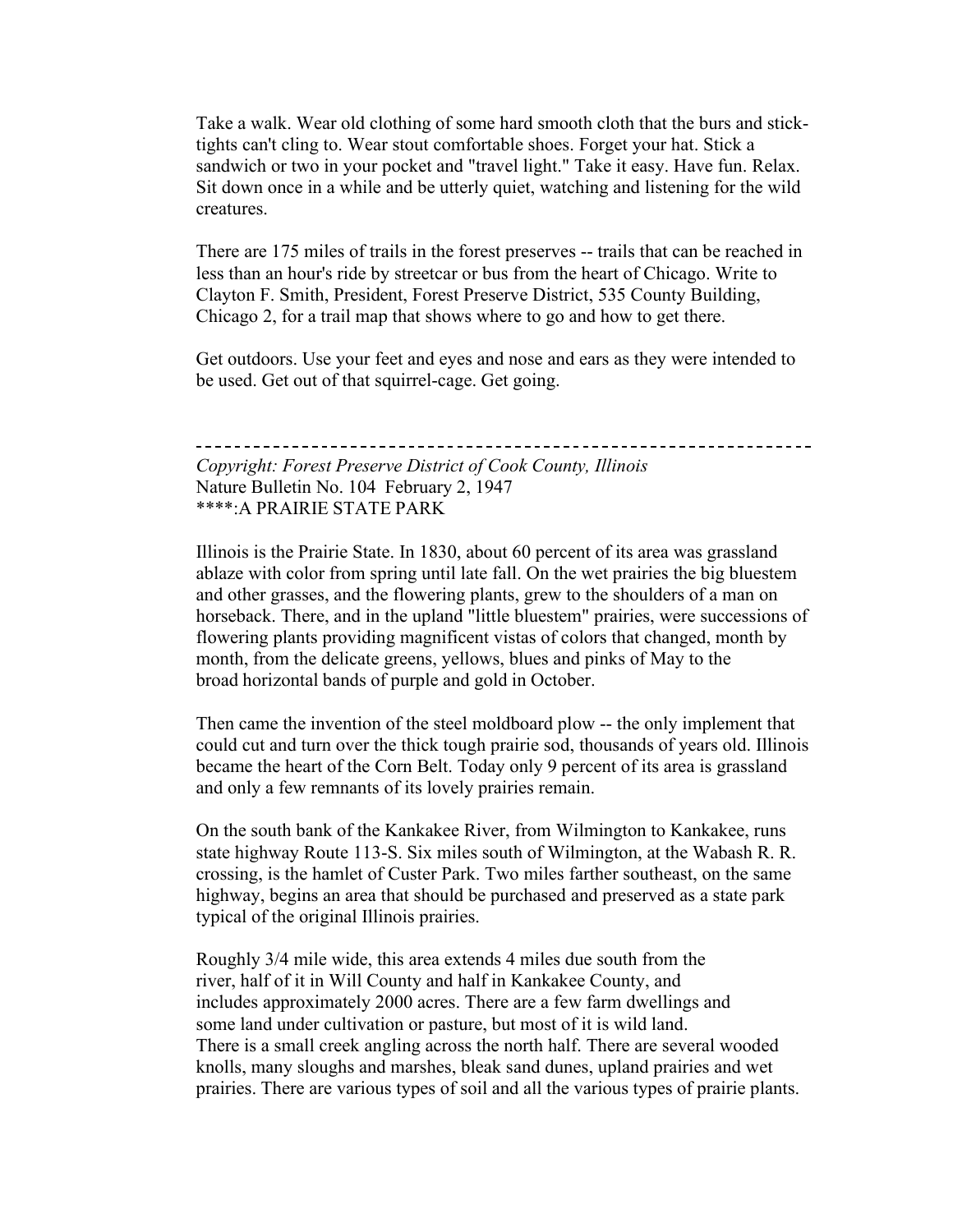Take a walk. Wear old clothing of some hard smooth cloth that the burs and stick-tights can't cling to. Wear stout comfortable shoes. Forget your hat. Stick a sandwich or two in your pocket and "travel light." Take it easy. Have fun. Relax. Sit down once in a while and be utterly quiet, watching and listening for the wild creatures.

There are 175 miles of trails in the forest preserves -- trails that can be reached in less than an hour's ride by streetcar or bus from the heart of Chicago. Write to Clayton F. Smith, President, Forest Preserve District, 535 County Building, Chicago 2, for a trail map that shows where to go and how to get there.

Get outdoors. Use your feet and eyes and nose and ears as they were intended to be used. Get out of that squirrel-cage. Get going.

---

*Copyright: Forest Preserve District of Cook County, Illinois*
Nature Bulletin No. 104 February 2, 1947
****:A PRAIRIE STATE PARK

Illinois is the Prairie State. In 1830, about 60 percent of its area was grassland ablaze with color from spring until late fall. On the wet prairies the big bluestem and other grasses, and the flowering plants, grew to the shoulders of a man on horseback. There, and in the upland "little bluestem" prairies, were successions of flowering plants providing magnificent vistas of colors that changed, month by month, from the delicate greens, yellows, blues and pinks of May to the broad horizontal bands of purple and gold in October.

Then came the invention of the steel moldboard plow -- the only implement that could cut and turn over the thick tough prairie sod, thousands of years old. Illinois became the heart of the Corn Belt. Today only 9 percent of its area is grassland and only a few remnants of its lovely prairies remain.

On the south bank of the Kankakee River, from Wilmington to Kankakee, runs state highway Route 113-S. Six miles south of Wilmington, at the Wabash R. R. crossing, is the hamlet of Custer Park. Two miles farther southeast, on the same highway, begins an area that should be purchased and preserved as a state park typical of the original Illinois prairies.

Roughly 3/4 mile wide, this area extends 4 miles due south from the river, half of it in Will County and half in Kankakee County, and includes approximately 2000 acres. There are a few farm dwellings and some land under cultivation or pasture, but most of it is wild land. There is a small creek angling across the north half. There are several wooded knolls, many sloughs and marshes, bleak sand dunes, upland prairies and wet prairies. There are various types of soil and all the various types of prairie plants.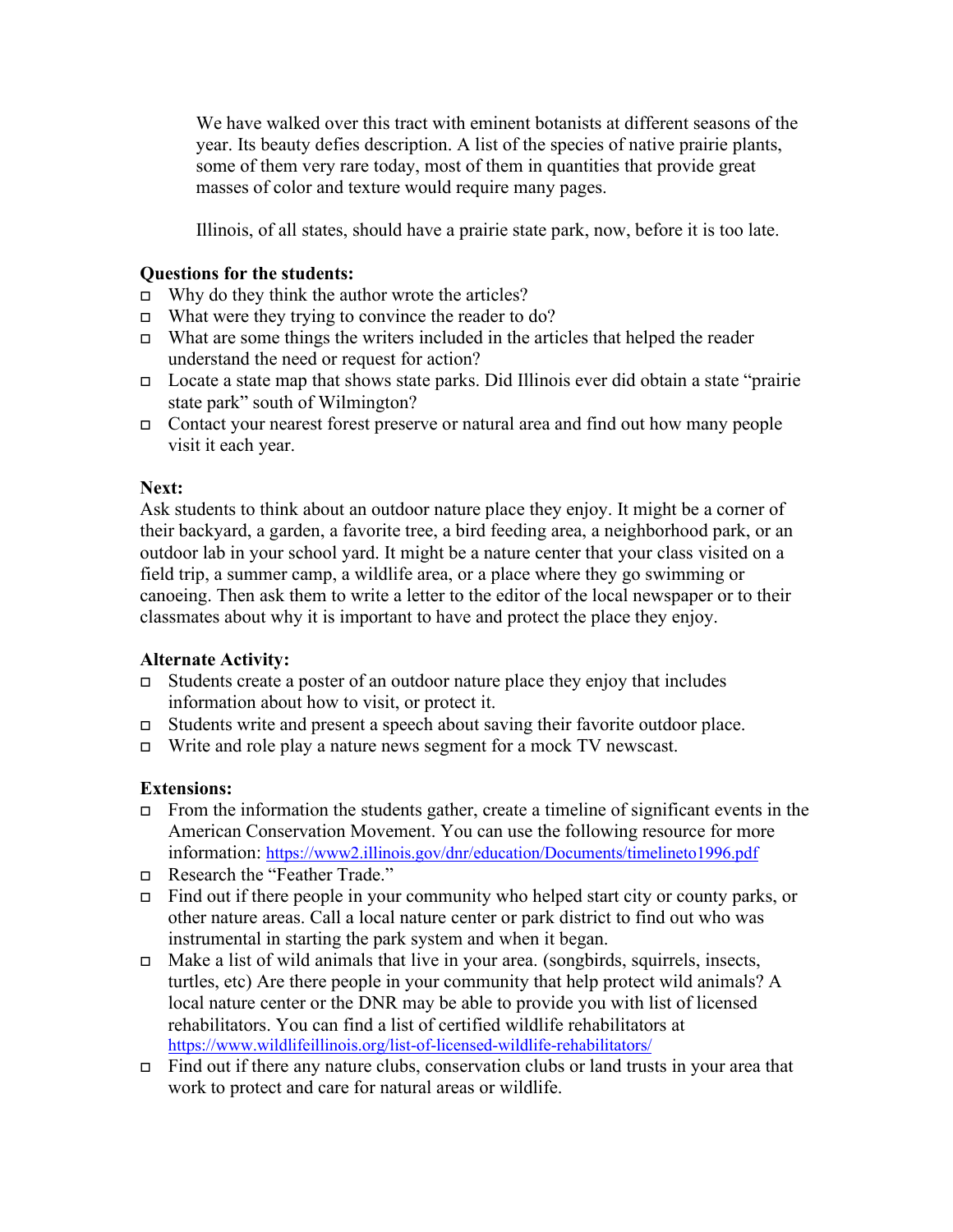> We have walked over this tract with eminent botanists at different seasons of the year. Its beauty defies description. A list of the species of native prairie plants, some of them very rare today, most of them in quantities that provide great masses of color and texture would require many pages.
>
> Illinois, of all states, should have a prairie state park, now, before it is too late.

**Questions for the students:**

- Why do they think the author wrote the articles?
- What were they trying to convince the reader to do?
- What are some things the writers included in the articles that helped the reader understand the need or request for action?
- Locate a state map that shows state parks. Did Illinois ever did obtain a state "prairie state park" south of Wilmington?
- Contact your nearest forest preserve or natural area and find out how many people visit it each year.

**Next:**

Ask students to think about an outdoor nature place they enjoy. It might be a corner of their backyard, a garden, a favorite tree, a bird feeding area, a neighborhood park, or an outdoor lab in your school yard. It might be a nature center that your class visited on a field trip, a summer camp, a wildlife area, or a place where they go swimming or canoeing. Then ask them to write a letter to the editor of the local newspaper or to their classmates about why it is important to have and protect the place they enjoy.

**Alternate Activity:**

- Students create a poster of an outdoor nature place they enjoy that includes information about how to visit, or protect it.
- Students write and present a speech about saving their favorite outdoor place.
- Write and role play a nature news segment for a mock TV newscast.

**Extensions:**

- From the information the students gather, create a timeline of significant events in the American Conservation Movement. You can use the following resource for more information: https://www2.illinois.gov/dnr/education/Documents/timelineto1996.pdf
- Research the "Feather Trade."
- Find out if there people in your community who helped start city or county parks, or other nature areas. Call a local nature center or park district to find out who was instrumental in starting the park system and when it began.
- Make a list of wild animals that live in your area. (songbirds, squirrels, insects, turtles, etc) Are there people in your community that help protect wild animals? A local nature center or the DNR may be able to provide you with list of licensed rehabilitators. You can find a list of certified wildlife rehabilitators at https://www.wildlifeillinois.org/list-of-licensed-wildlife-rehabilitators/
- Find out if there any nature clubs, conservation clubs or land trusts in your area that work to protect and care for natural areas or wildlife.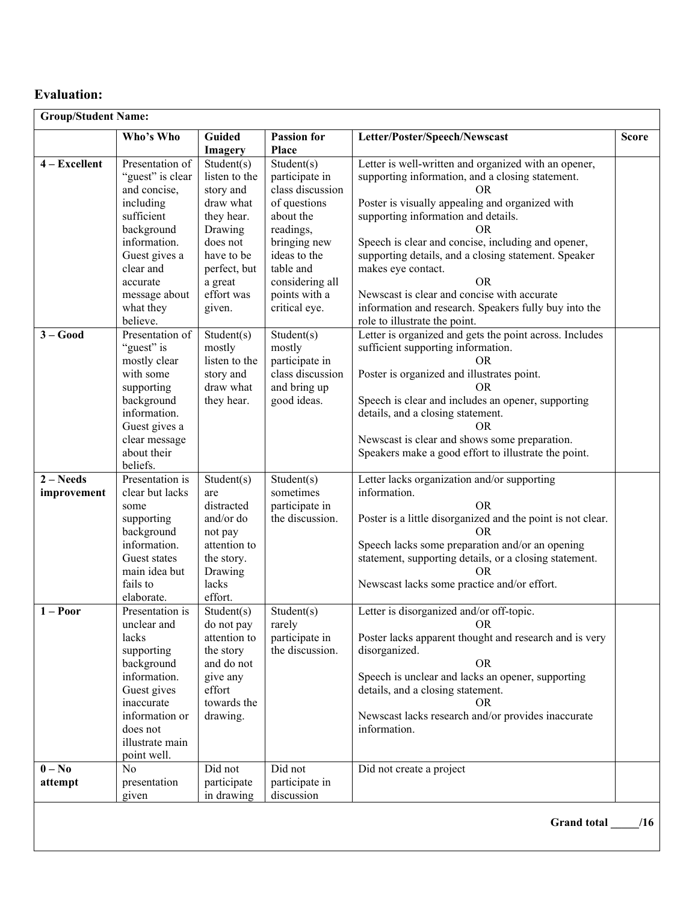## Evaluation:

| Group/Student Name: | | | | | |
|---|---|---|---|---|---|
| | **Who's Who** | **Guided Imagery** | **Passion for Place** | **Letter/Poster/Speech/Newscast** | **Score** |
| **4 – Excellent** | Presentation of "guest" is clear and concise, including sufficient background information. Guest gives a clear and accurate message about what they believe. | Student(s) listen to the story and draw what they hear. Drawing does not have to be perfect, but a great effort was given. | Student(s) participate in class discussion of questions about the readings, bringing new ideas to the table and considering all points with a critical eye. | Letter is well-written and organized with an opener, supporting information, and a closing statement. OR Poster is visually appealing and organized with supporting information and details. OR Speech is clear and concise, including and opener, supporting details, and a closing statement. Speaker makes eye contact. OR Newscast is clear and concise with accurate information and research. Speakers fully buy into the role to illustrate the point. | |
| **3 – Good** | Presentation of "guest" is mostly clear with some supporting background information. Guest gives a clear message about their beliefs. | Student(s) mostly listen to the story and draw what they hear. | Student(s) mostly participate in class discussion and bring up good ideas. | Letter is organized and gets the point across. Includes sufficient supporting information. OR Poster is organized and illustrates point. OR Speech is clear and includes an opener, supporting details, and a closing statement. OR Newscast is clear and shows some preparation. Speakers make a good effort to illustrate the point. | |
| **2 – Needs improvement** | Presentation is clear but lacks some supporting background information. Guest states main idea but fails to elaborate. | Student(s) are distracted and/or do not pay attention to the story. Drawing lacks effort. | Student(s) sometimes participate in the discussion. | Letter lacks organization and/or supporting information. OR Poster is a little disorganized and the point is not clear. OR Speech lacks some preparation and/or an opening statement, supporting details, or a closing statement. OR Newscast lacks some practice and/or effort. | |
| **1 – Poor** | Presentation is unclear and lacks supporting background information. Guest gives inaccurate information or does not illustrate main point well. | Student(s) do not pay attention to the story and do not give any effort towards the drawing. | Student(s) rarely participate in the discussion. | Letter is disorganized and/or off-topic. OR Poster lacks apparent thought and research and is very disorganized. OR Speech is unclear and lacks an opener, supporting details, and a closing statement. OR Newscast lacks research and/or provides inaccurate information. | |
| **0 – No attempt** | No presentation given | Did not participate in drawing | Did not participate in discussion | Did not create a project | |
| | | | | | **Grand total _____/16** |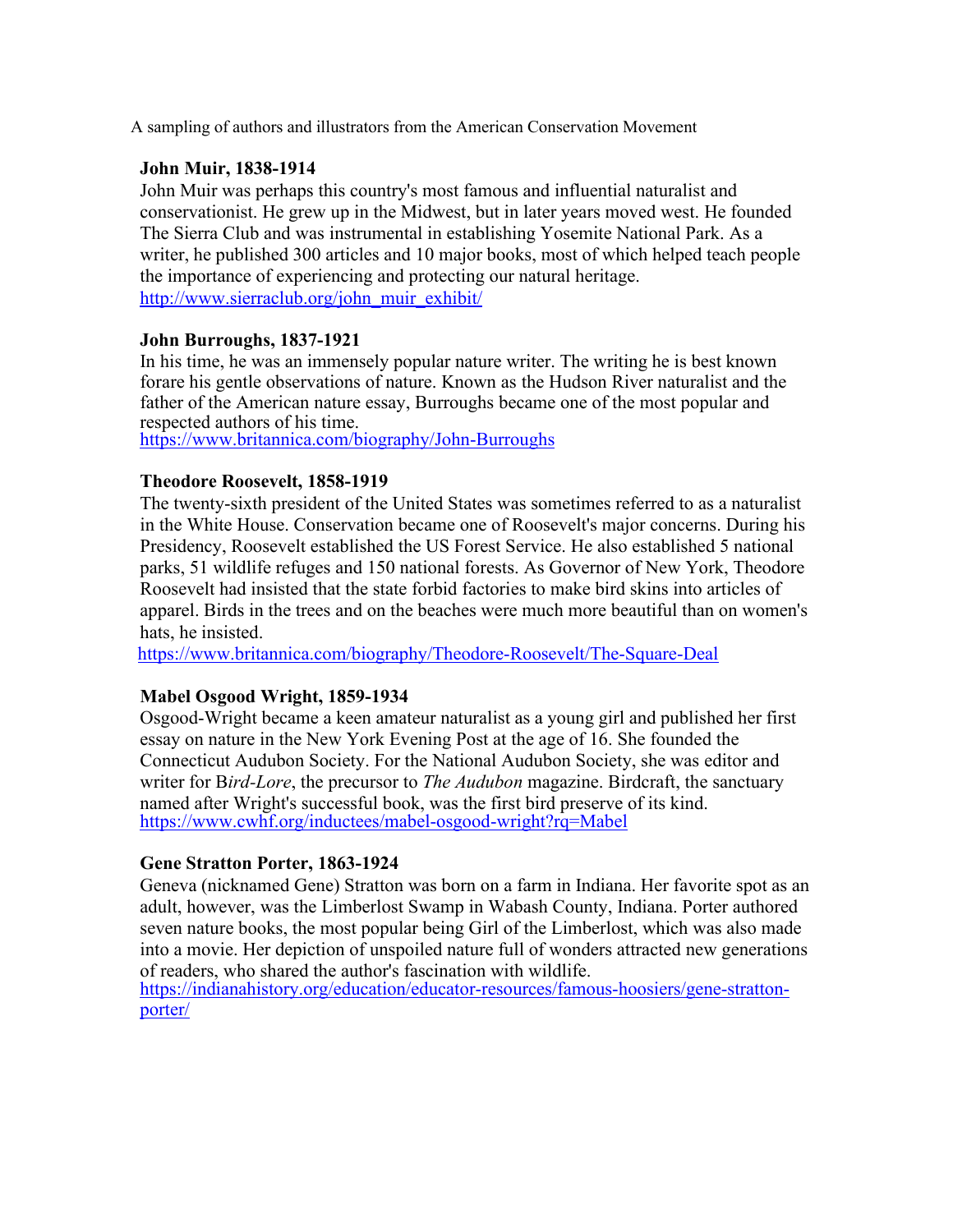A sampling of authors and illustrators from the American Conservation Movement

**John Muir, 1838-1914**
John Muir was perhaps this country's most famous and influential naturalist and conservationist. He grew up in the Midwest, but in later years moved west. He founded The Sierra Club and was instrumental in establishing Yosemite National Park. As a writer, he published 300 articles and 10 major books, most of which helped teach people the importance of experiencing and protecting our natural heritage.
http://www.sierraclub.org/john_muir_exhibit/

**John Burroughs, 1837-1921**
In his time, he was an immensely popular nature writer. The writing he is best known forare his gentle observations of nature. Known as the Hudson River naturalist and the father of the American nature essay, Burroughs became one of the most popular and respected authors of his time.
https://www.britannica.com/biography/John-Burroughs

**Theodore Roosevelt, 1858-1919**
The twenty-sixth president of the United States was sometimes referred to as a naturalist in the White House. Conservation became one of Roosevelt's major concerns. During his Presidency, Roosevelt established the US Forest Service. He also established 5 national parks, 51 wildlife refuges and 150 national forests. As Governor of New York, Theodore Roosevelt had insisted that the state forbid factories to make bird skins into articles of apparel. Birds in the trees and on the beaches were much more beautiful than on women's hats, he insisted.
https://www.britannica.com/biography/Theodore-Roosevelt/The-Square-Deal

**Mabel Osgood Wright, 1859-1934**
Osgood-Wright became a keen amateur naturalist as a young girl and published her first essay on nature in the New York Evening Post at the age of 16. She founded the Connecticut Audubon Society. For the National Audubon Society, she was editor and writer for B*ird-Lore*, the precursor to *The Audubon* magazine. Birdcraft, the sanctuary named after Wright's successful book, was the first bird preserve of its kind.
https://www.cwhf.org/inductees/mabel-osgood-wright?rq=Mabel

**Gene Stratton Porter, 1863-1924**
Geneva (nicknamed Gene) Stratton was born on a farm in Indiana. Her favorite spot as an adult, however, was the Limberlost Swamp in Wabash County, Indiana. Porter authored seven nature books, the most popular being Girl of the Limberlost, which was also made into a movie. Her depiction of unspoiled nature full of wonders attracted new generations of readers, who shared the author's fascination with wildlife.
https://indianahistory.org/education/educator-resources/famous-hoosiers/gene-stratton-porter/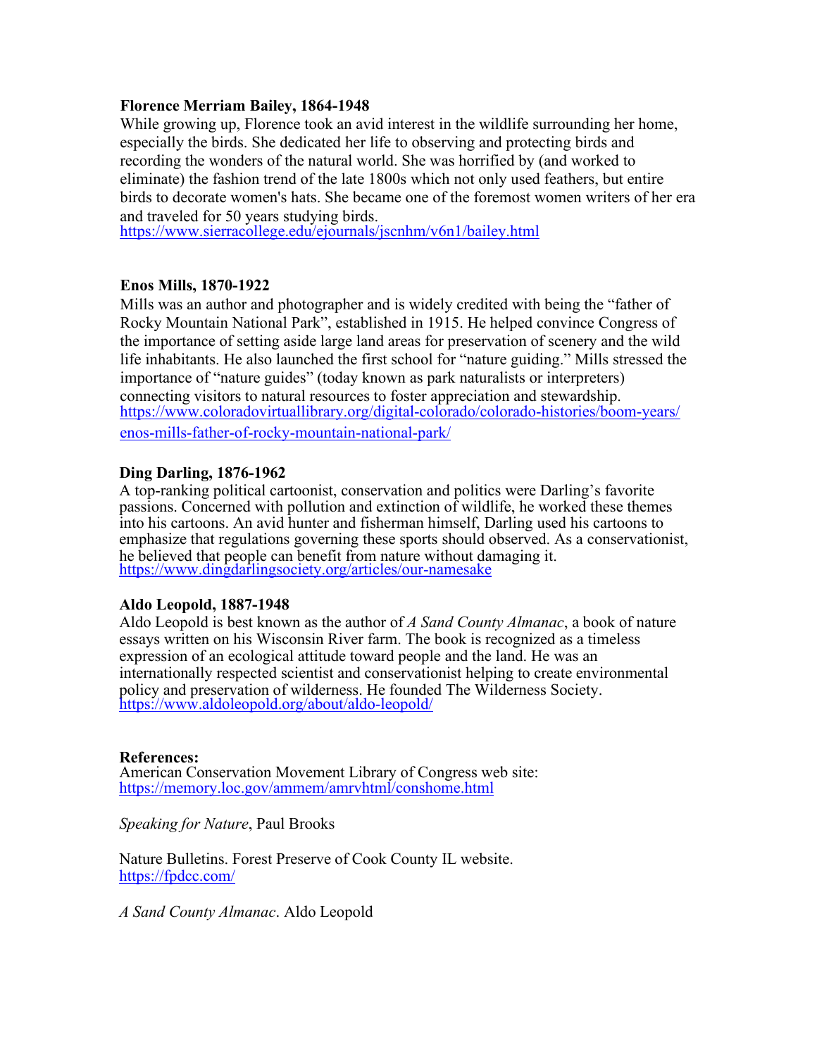**Florence Merriam Bailey, 1864-1948**

While growing up, Florence took an avid interest in the wildlife surrounding her home, especially the birds. She dedicated her life to observing and protecting birds and recording the wonders of the natural world. She was horrified by (and worked to eliminate) the fashion trend of the late 1800s which not only used feathers, but entire birds to decorate women's hats. She became one of the foremost women writers of her era and traveled for 50 years studying birds.
https://www.sierracollege.edu/ejournals/jscnhm/v6n1/bailey.html

**Enos Mills, 1870-1922**

Mills was an author and photographer and is widely credited with being the "father of Rocky Mountain National Park", established in 1915. He helped convince Congress of the importance of setting aside large land areas for preservation of scenery and the wild life inhabitants. He also launched the first school for "nature guiding." Mills stressed the importance of "nature guides" (today known as park naturalists or interpreters) connecting visitors to natural resources to foster appreciation and stewardship.
https://www.coloradovirtuallibrary.org/digital-colorado/colorado-histories/boom-years/enos-mills-father-of-rocky-mountain-national-park/

**Ding Darling, 1876-1962**

A top-ranking political cartoonist, conservation and politics were Darling's favorite passions. Concerned with pollution and extinction of wildlife, he worked these themes into his cartoons. An avid hunter and fisherman himself, Darling used his cartoons to emphasize that regulations governing these sports should observed. As a conservationist, he believed that people can benefit from nature without damaging it.
https://www.dingdarlingsociety.org/articles/our-namesake

**Aldo Leopold, 1887-1948**

Aldo Leopold is best known as the author of *A Sand County Almanac*, a book of nature essays written on his Wisconsin River farm. The book is recognized as a timeless expression of an ecological attitude toward people and the land. He was an internationally respected scientist and conservationist helping to create environmental policy and preservation of wilderness. He founded The Wilderness Society.
https://www.aldoleopold.org/about/aldo-leopold/

**References:**

American Conservation Movement Library of Congress web site:
https://memory.loc.gov/ammem/amrvhtml/conshome.html

*Speaking for Nature*, Paul Brooks

Nature Bulletins. Forest Preserve of Cook County IL website.
https://fpdcc.com/

*A Sand County Almanac*. Aldo Leopold